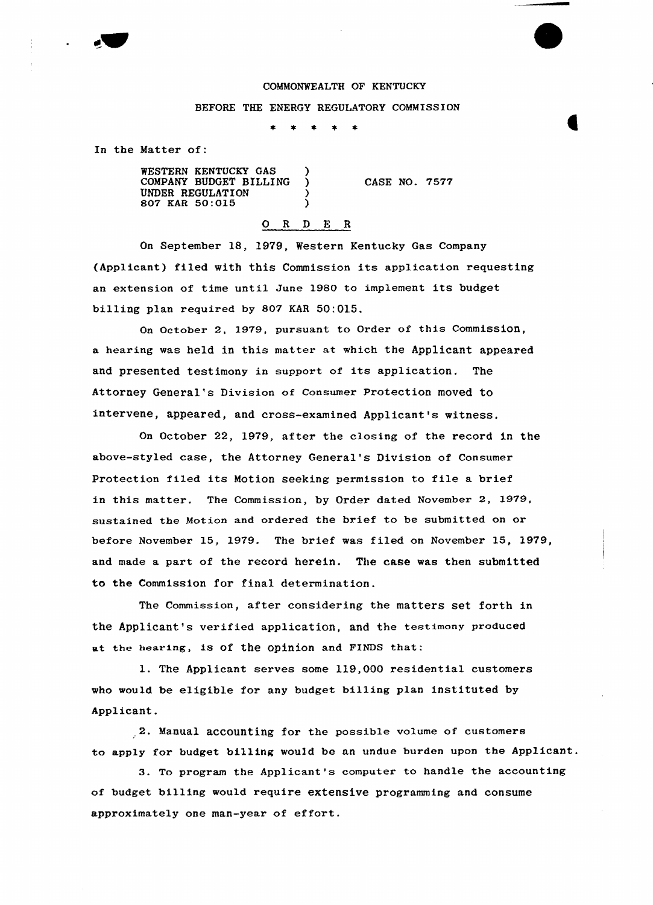COMMONWEALTH OF KENTUCKY

BEFORE THE ENERGY REGULATORY COMMISSION

\* \* \* \* \*

In the Matter of:

WESTERN KENTUCKY GAS COMPANY BUDGET BILLING UNDER REGULATION 807 KAR 50:015 ) CASE NO. 7577

O R D E R

On September 18, 1979, Western Kentucky Gas Company (Applicant) filed with this Commission its application requesting an extension of time until June 1980 to implement its budget billing plan required by 807 KAR 50:015.

On October 2, 1979, pursuant to Order of this Commission, a hearing was held in this matter at which the Applicant appeared and presented testimony in support of its application. The Attorney General's Division of Consumer Protection moved to intervene, appeared, and cross-examined Applicant's witness.

On October 22, 1979, after the closing of the record in the above-styled case, the Attorney General's Division of Consumer Protection filed its Motion seeking permission to file a brief in this matter. The Commission, by Order dated November 2, 1979, sustained the Motion and ordered the brief to be submitted on or before November 15, 1979. The brief was filed on November 15, 1979, and made a part of the record herein. The case was then submitted to the Commission for final determination.

The Commission, after considering the matters set forth in the Applicant's verified application, and the testimony produced at the hearing, is of the opinion and FINDS that:

1. The Applicant serves some 119,000 residential customers who would be eligible for any budget billing plan instituted by Applicant.

2. Manual accounting for the possible volume of customers to apply for budget billing would be an undue burden upon the Applicant.

3. To program the Applicant's computer to handle the accounting of budget billing would require extensive programming and consume approximately one man-year of effort.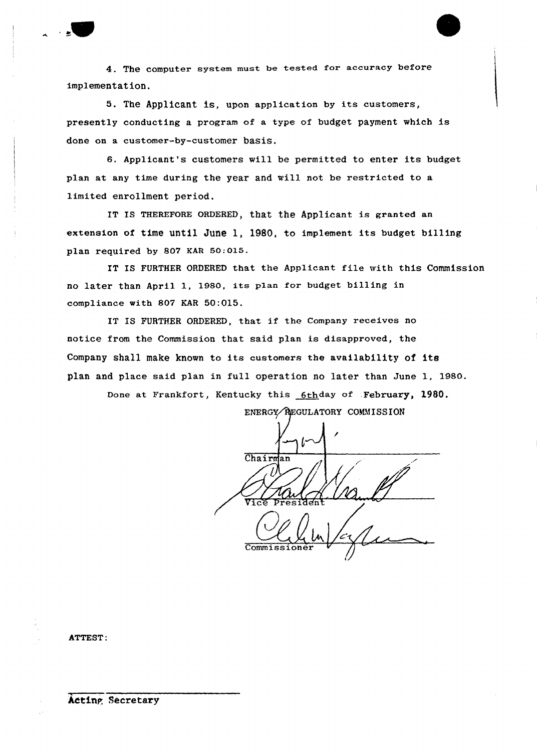4. The computer system must be tested for accuracy before implementation.

5. The Applicant is, upon application by its customers, presently conducting a program of a type of budget payment which is done on a customer-by-customer basis.

6. Applicant's customers will be permitted to enter its budget plan at any time during the year and will not be restricted to a limited enrollment period.

IT IS THEREFORE ORDERED, that the Applicant is granted an extension of time until June 1, 1980, to implement its budget billing plan required by 807 KAR 50:015.

IT IS FURTHER ORDERED that the Applicant file with this Commission no later than April 1, 1980, its plan for budget billing in compliance with 807 KAR 50:015.

IT IS FURTHER ORDERED, that if the Company receives no notice from the Commission that said plan is disapproved, the Company shall make known to its customers the availability of its plan and place said plan in full operation no later than June 1, 1980.

Done at Frankfort, Kentucky this 6th day of February, 1980.

ENERGY REGULATORY COMMISSION

Chairman

Vice President

Commissioner

ATTEST:

Acting Secretary